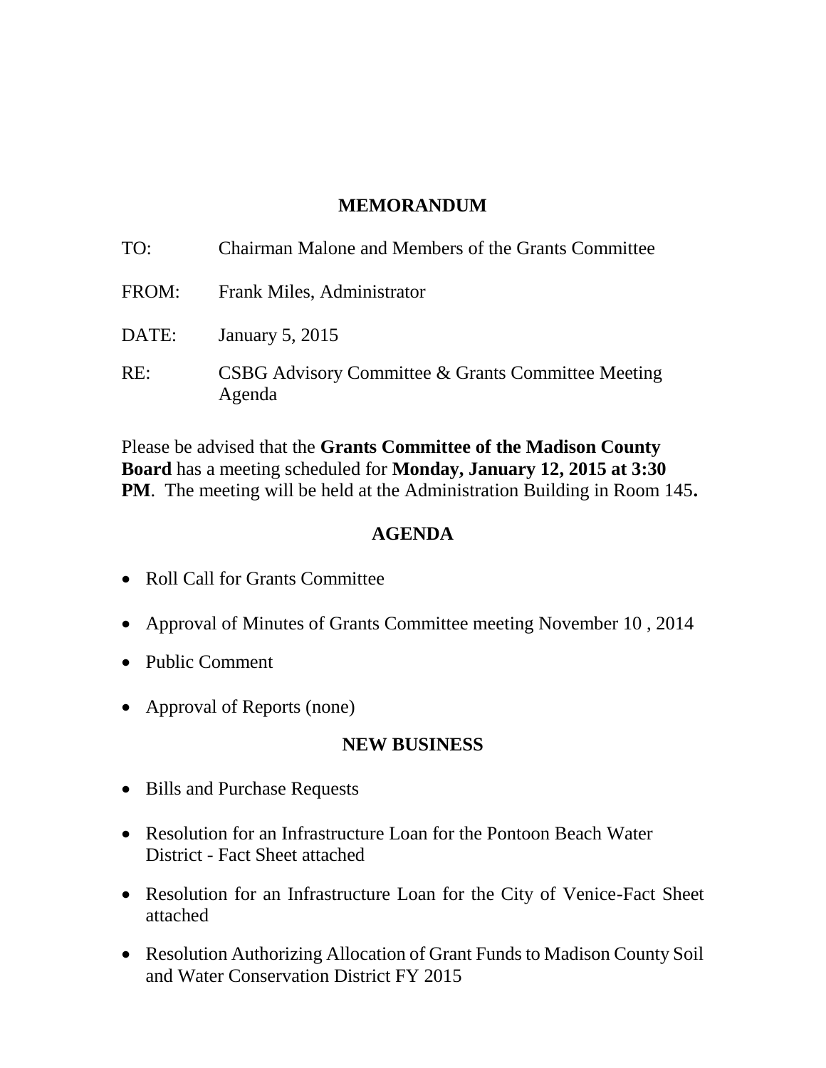# MEMORANDUM

TO: Chairman Malone and Members of the Grants Committee

FROM: Frank Miles, Administrator

DATE: January 5, 2015

RE: CSBG Advisory Committee & Grants Committee Meeting Agenda

Please be advised that the **Grants Committee of the Madison County Board** has a meeting scheduled for **Monday, January 12, 2015 at 3:30 PM**. The meeting will be held at the Administration Building in Room 145**.**

## AGENDA

- Roll Call for Grants Committee
- Approval of Minutes of Grants Committee meeting November 10 , 2014
- Public Comment
- Approval of Reports (none)

## NEW BUSINESS

- Bills and Purchase Requests
- Resolution for an Infrastructure Loan for the Pontoon Beach Water District - Fact Sheet attached
- Resolution for an Infrastructure Loan for the City of Venice-Fact Sheet attached
- Resolution Authorizing Allocation of Grant Funds to Madison County Soil and Water Conservation District FY 2015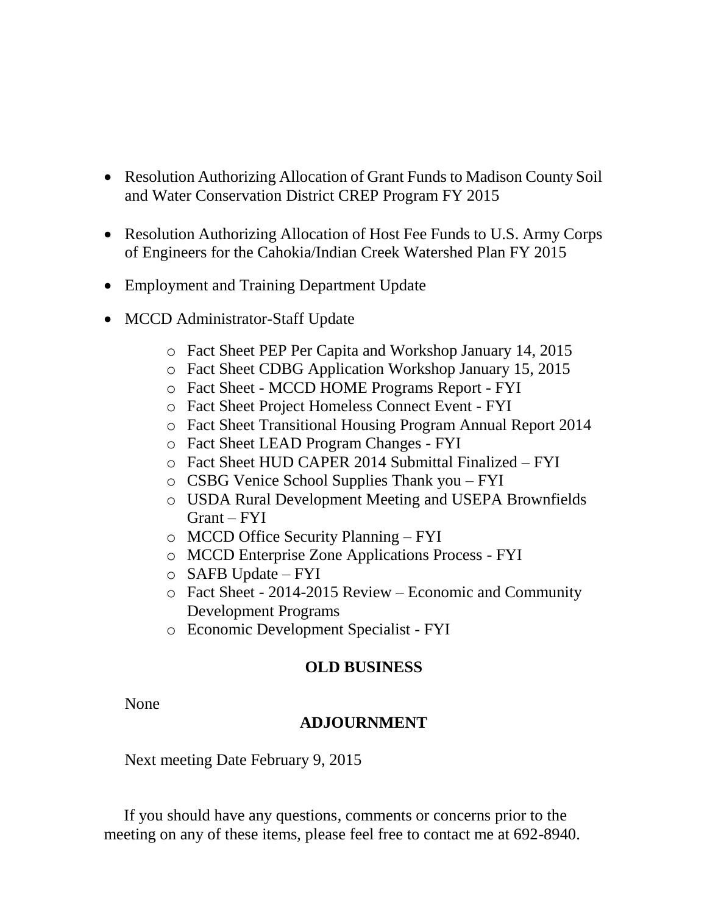- Resolution Authorizing Allocation of Grant Funds to Madison County Soil and Water Conservation District CREP Program FY 2015

- Resolution Authorizing Allocation of Host Fee Funds to U.S. Army Corps of Engineers for the Cahokia/Indian Creek Watershed Plan FY 2015

- Employment and Training Department Update

- MCCD Administrator-Staff Update
  - Fact Sheet PEP Per Capita and Workshop January 14, 2015
  - Fact Sheet CDBG Application Workshop January 15, 2015
  - Fact Sheet - MCCD HOME Programs Report - FYI
  - Fact Sheet Project Homeless Connect Event - FYI
  - Fact Sheet Transitional Housing Program Annual Report 2014
  - Fact Sheet LEAD Program Changes - FYI
  - Fact Sheet HUD CAPER 2014 Submittal Finalized – FYI
  - CSBG Venice School Supplies Thank you – FYI
  - USDA Rural Development Meeting and USEPA Brownfields Grant – FYI
  - MCCD Office Security Planning – FYI
  - MCCD Enterprise Zone Applications Process - FYI
  - SAFB Update – FYI
  - Fact Sheet - 2014-2015 Review – Economic and Community Development Programs
  - Economic Development Specialist - FYI

**OLD BUSINESS**

None

**ADJOURNMENT**

Next meeting Date February 9, 2015

If you should have any questions, comments or concerns prior to the meeting on any of these items, please feel free to contact me at 692-8940.